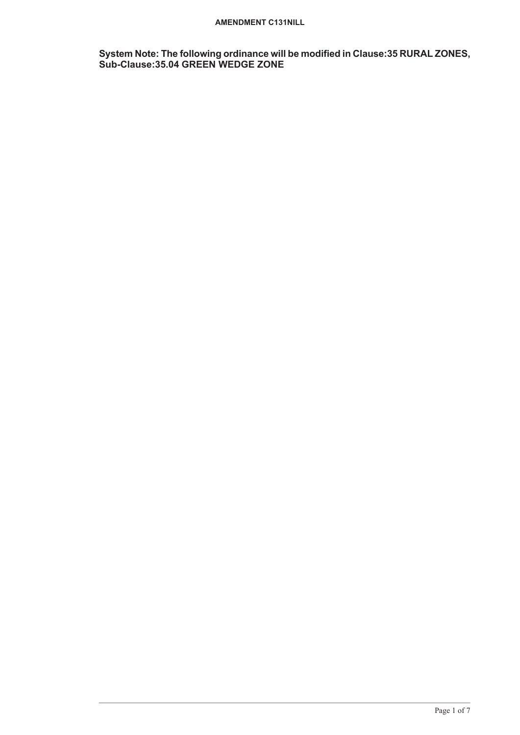**System Note: The following ordinance will be modified in Clause:35 RURAL ZONES, Sub-Clause:35.04 GREEN WEDGE ZONE**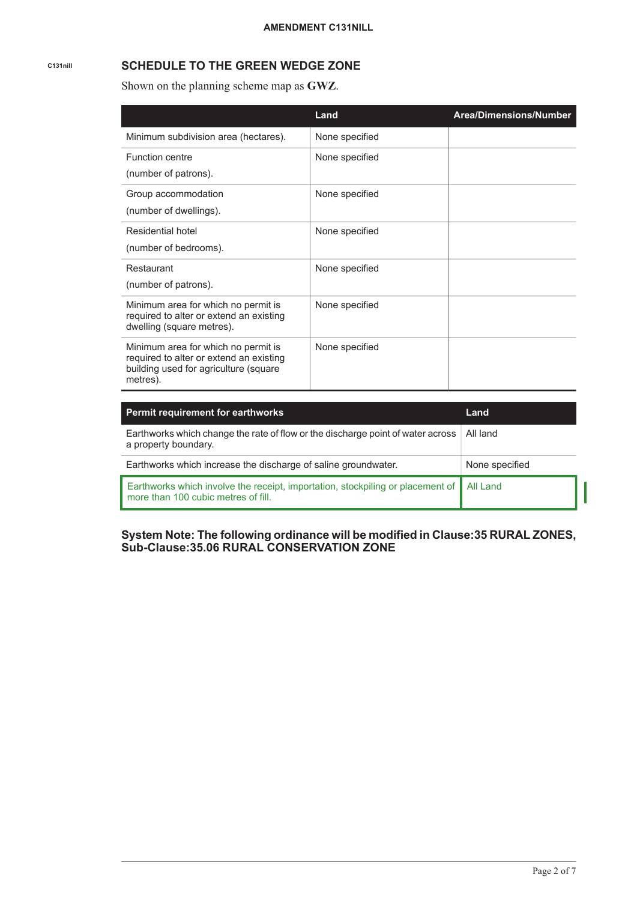C131nill

## SCHEDULE TO THE GREEN WEDGE ZONE

Shown on the planning scheme map as **GWZ**.

| | Land | Area/Dimensions/Number |
|---|---|---|
| Minimum subdivision area (hectares). | None specified | |
| Function centre (number of patrons). | None specified | |
| Group accommodation (number of dwellings). | None specified | |
| Residential hotel (number of bedrooms). | None specified | |
| Restaurant (number of patrons). | None specified | |
| Minimum area for which no permit is required to alter or extend an existing dwelling (square metres). | None specified | |
| Minimum area for which no permit is required to alter or extend an existing building used for agriculture (square metres). | None specified | |

| Permit requirement for earthworks | Land |
|---|---|
| Earthworks which change the rate of flow or the discharge point of water across a property boundary. | All land |
| Earthworks which increase the discharge of saline groundwater. | None specified |
| Earthworks which involve the receipt, importation, stockpiling or placement of more than 100 cubic metres of fill. | All Land |

**System Note: The following ordinance will be modified in Clause:35 RURAL ZONES, Sub-Clause:35.06 RURAL CONSERVATION ZONE**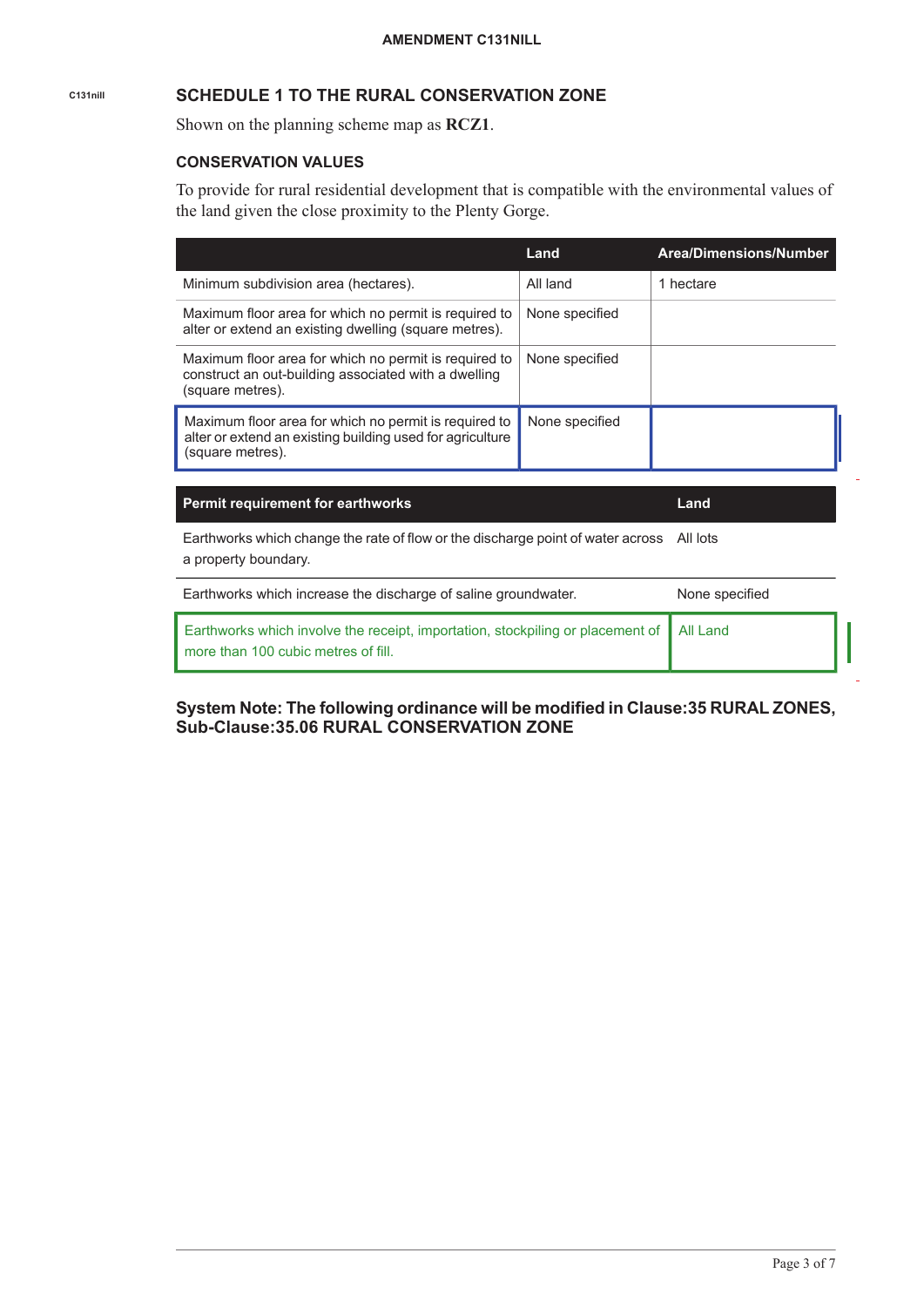C131nill

## SCHEDULE 1 TO THE RURAL CONSERVATION ZONE

Shown on the planning scheme map as **RCZ1**.

### CONSERVATION VALUES

To provide for rural residential development that is compatible with the environmental values of the land given the close proximity to the Plenty Gorge.

| | Land | Area/Dimensions/Number |
|---|---|---|
| Minimum subdivision area (hectares). | All land | 1 hectare |
| Maximum floor area for which no permit is required to alter or extend an existing dwelling (square metres). | None specified | |
| Maximum floor area for which no permit is required to construct an out-building associated with a dwelling (square metres). | None specified | |
| Maximum floor area for which no permit is required to alter or extend an existing building used for agriculture (square metres). | None specified | |

| Permit requirement for earthworks | Land |
|---|---|
| Earthworks which change the rate of flow or the discharge point of water across a property boundary. | All lots |
| Earthworks which increase the discharge of saline groundwater. | None specified |
| Earthworks which involve the receipt, importation, stockpiling or placement of more than 100 cubic metres of fill. | All Land |

**System Note: The following ordinance will be modified in Clause:35 RURAL ZONES, Sub-Clause:35.06 RURAL CONSERVATION ZONE**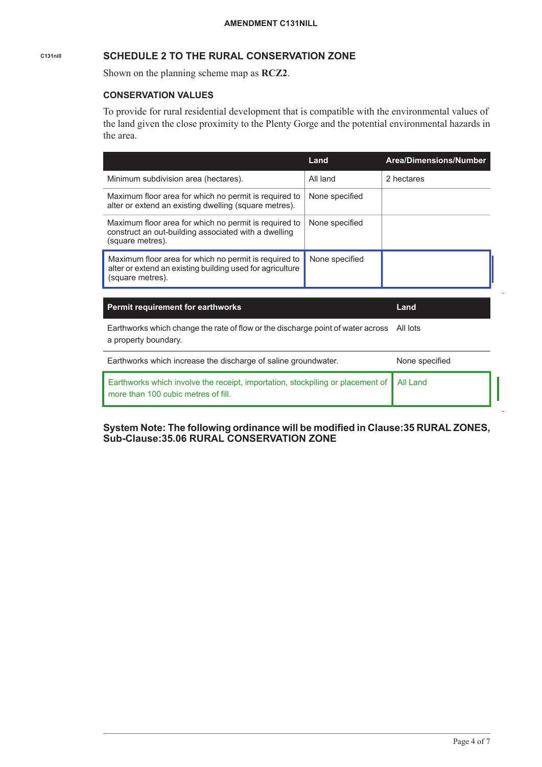C131nill

## SCHEDULE 2 TO THE RURAL CONSERVATION ZONE

Shown on the planning scheme map as **RCZ2**.

### CONSERVATION VALUES

To provide for rural residential development that is compatible with the environmental values of the land given the close proximity to the Plenty Gorge and the potential environmental hazards in the area.

| | Land | Area/Dimensions/Number |
|---|---|---|
| Minimum subdivision area (hectares). | All land | 2 hectares |
| Maximum floor area for which no permit is required to alter or extend an existing dwelling (square metres). | None specified | |
| Maximum floor area for which no permit is required to construct an out-building associated with a dwelling (square metres). | None specified | |
| Maximum floor area for which no permit is required to alter or extend an existing building used for agriculture (square metres). | None specified | |

| Permit requirement for earthworks | Land |
|---|---|
| Earthworks which change the rate of flow or the discharge point of water across a property boundary. | All lots |
| Earthworks which increase the discharge of saline groundwater. | None specified |
| Earthworks which involve the receipt, importation, stockpiling or placement of more than 100 cubic metres of fill. | All Land |

**System Note: The following ordinance will be modified in Clause:35 RURAL ZONES, Sub-Clause:35.06 RURAL CONSERVATION ZONE**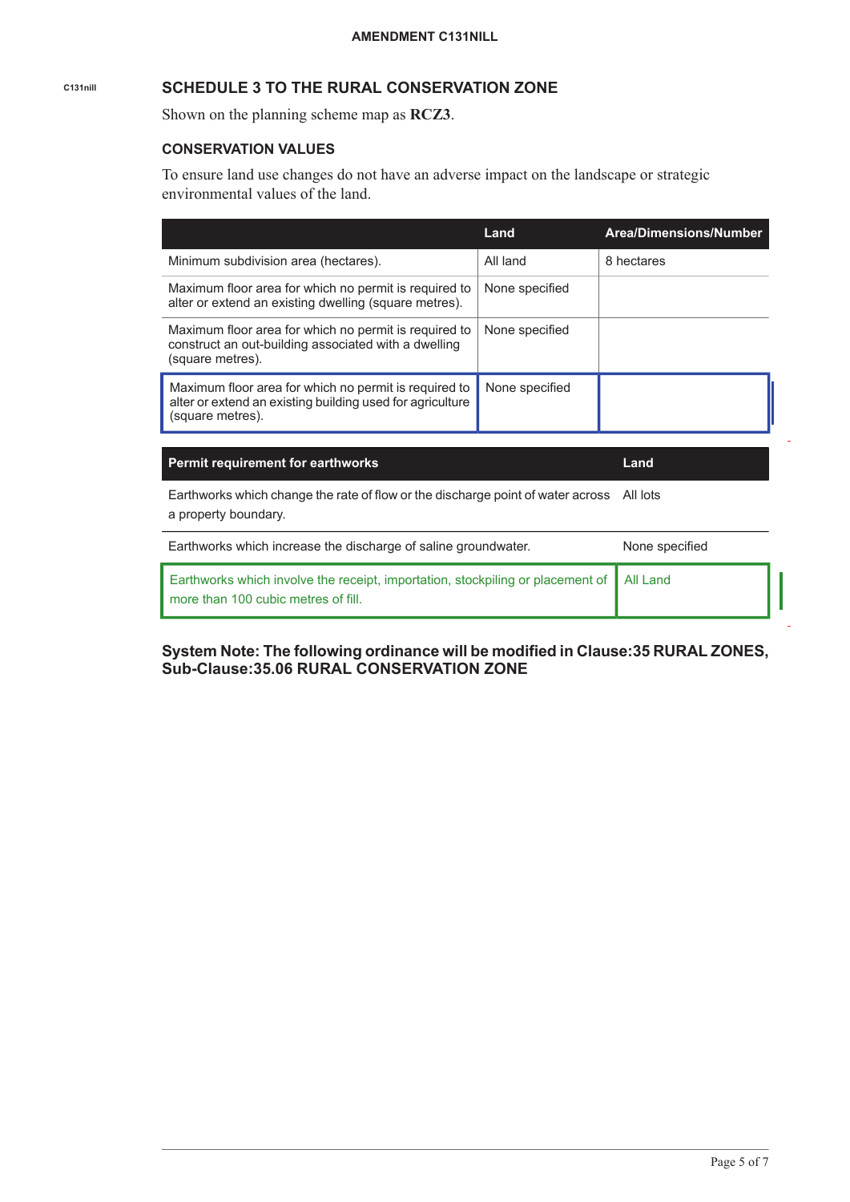C131nill

## SCHEDULE 3 TO THE RURAL CONSERVATION ZONE

Shown on the planning scheme map as **RCZ3**.

### CONSERVATION VALUES

To ensure land use changes do not have an adverse impact on the landscape or strategic environmental values of the land.

| | Land | Area/Dimensions/Number |
|---|---|---|
| Minimum subdivision area (hectares). | All land | 8 hectares |
| Maximum floor area for which no permit is required to alter or extend an existing dwelling (square metres). | None specified | |
| Maximum floor area for which no permit is required to construct an out-building associated with a dwelling (square metres). | None specified | |
| Maximum floor area for which no permit is required to alter or extend an existing building used for agriculture (square metres). | None specified | |

| Permit requirement for earthworks | Land |
|---|---|
| Earthworks which change the rate of flow or the discharge point of water across a property boundary. | All lots |
| Earthworks which increase the discharge of saline groundwater. | None specified |
| Earthworks which involve the receipt, importation, stockpiling or placement of more than 100 cubic metres of fill. | All Land |

**System Note: The following ordinance will be modified in Clause:35 RURAL ZONES, Sub-Clause:35.06 RURAL CONSERVATION ZONE**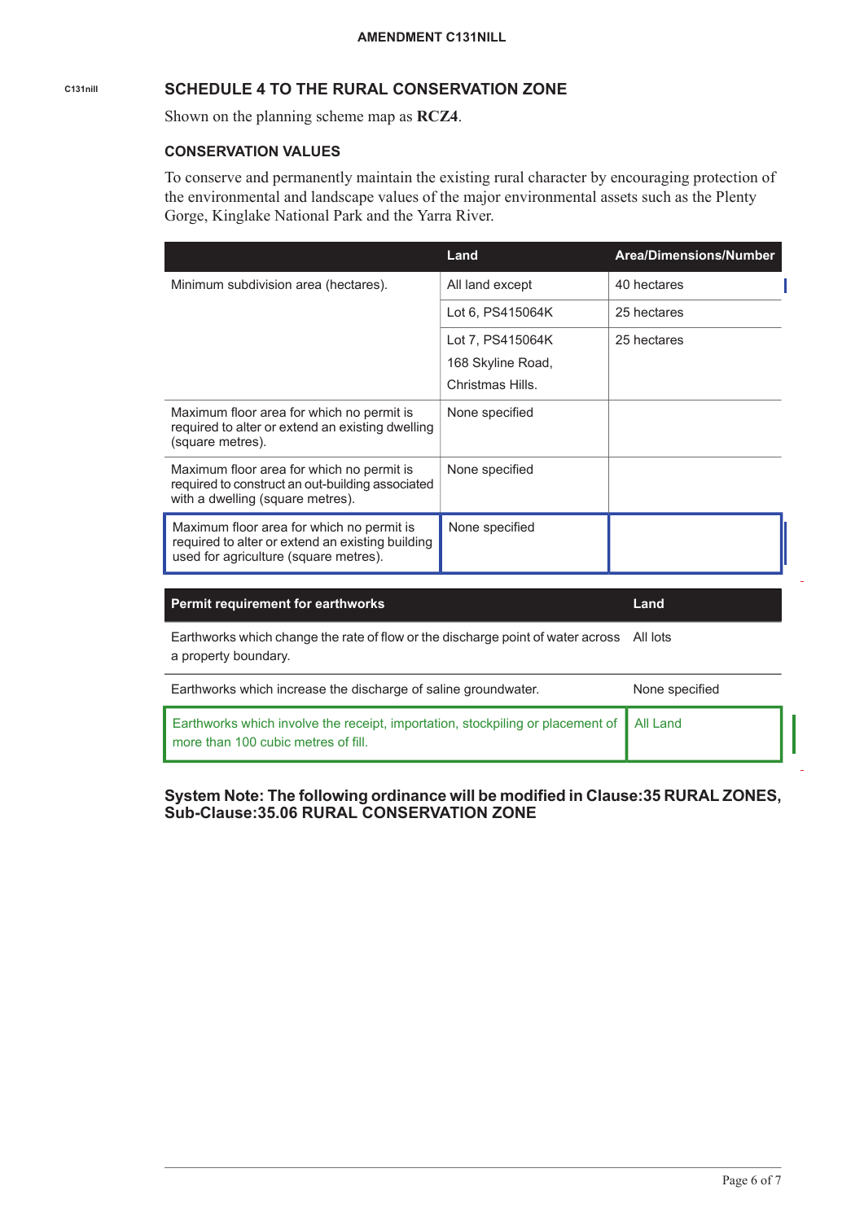C131nill

## SCHEDULE 4 TO THE RURAL CONSERVATION ZONE

Shown on the planning scheme map as **RCZ4**.

### CONSERVATION VALUES

To conserve and permanently maintain the existing rural character by encouraging protection of the environmental and landscape values of the major environmental assets such as the Plenty Gorge, Kinglake National Park and the Yarra River.

| | Land | Area/Dimensions/Number |
|---|---|---|
| Minimum subdivision area (hectares). | All land except | 40 hectares |
| | Lot 6, PS415064K | 25 hectares |
| | Lot 7, PS415064K 168 Skyline Road, Christmas Hills. | 25 hectares |
| Maximum floor area for which no permit is required to alter or extend an existing dwelling (square metres). | None specified | |
| Maximum floor area for which no permit is required to construct an out-building associated with a dwelling (square metres). | None specified | |
| Maximum floor area for which no permit is required to alter or extend an existing building used for agriculture (square metres). | None specified | |

| Permit requirement for earthworks | Land |
|---|---|
| Earthworks which change the rate of flow or the discharge point of water across a property boundary. | All lots |
| Earthworks which increase the discharge of saline groundwater. | None specified |
| Earthworks which involve the receipt, importation, stockpiling or placement of more than 100 cubic metres of fill. | All Land |

**System Note: The following ordinance will be modified in Clause:35 RURAL ZONES, Sub-Clause:35.06 RURAL CONSERVATION ZONE**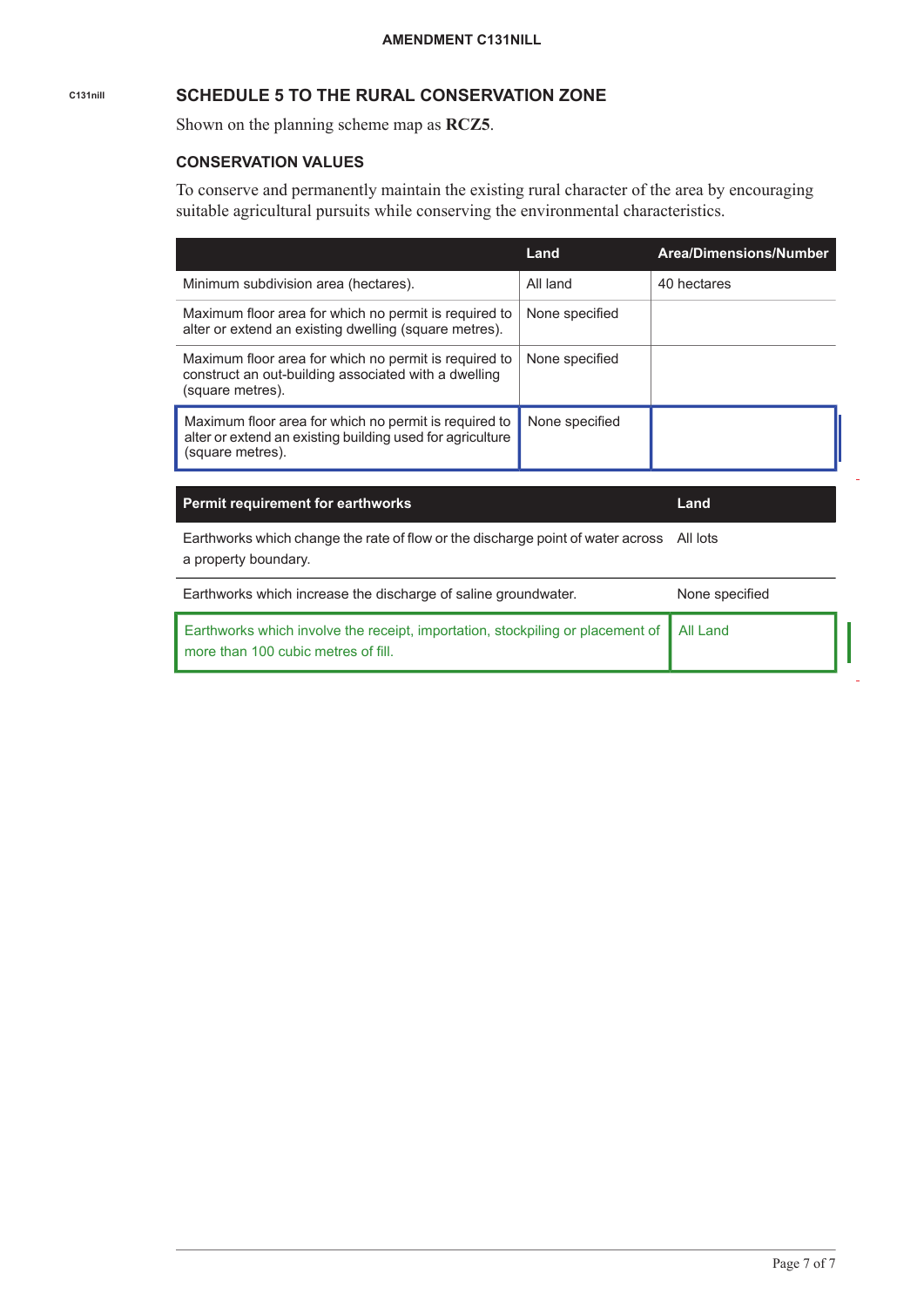C131nill

## SCHEDULE 5 TO THE RURAL CONSERVATION ZONE

Shown on the planning scheme map as **RCZ5**.

### CONSERVATION VALUES

To conserve and permanently maintain the existing rural character of the area by encouraging suitable agricultural pursuits while conserving the environmental characteristics.

| | Land | Area/Dimensions/Number |
|---|---|---|
| Minimum subdivision area (hectares). | All land | 40 hectares |
| Maximum floor area for which no permit is required to alter or extend an existing dwelling (square metres). | None specified | |
| Maximum floor area for which no permit is required to construct an out-building associated with a dwelling (square metres). | None specified | |
| Maximum floor area for which no permit is required to alter or extend an existing building used for agriculture (square metres). | None specified | |

| Permit requirement for earthworks | Land |
|---|---|
| Earthworks which change the rate of flow or the discharge point of water across a property boundary. | All lots |
| Earthworks which increase the discharge of saline groundwater. | None specified |
| Earthworks which involve the receipt, importation, stockpiling or placement of more than 100 cubic metres of fill. | All Land |